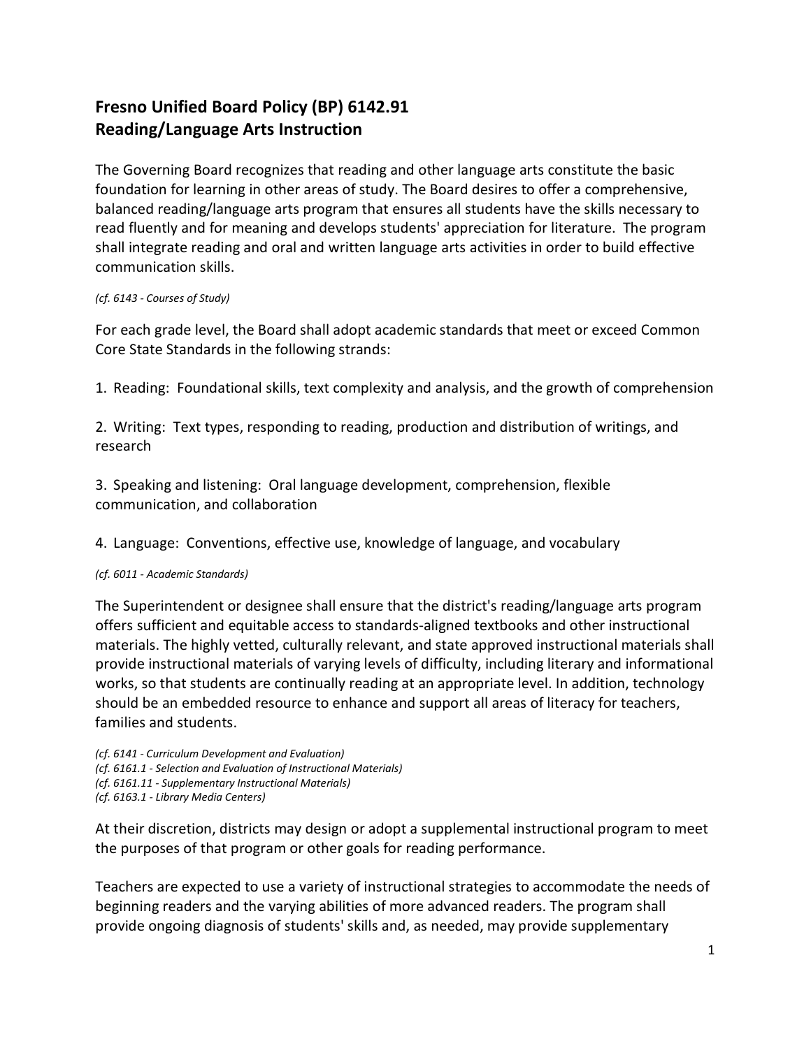## Fresno Unified Board Policy (BP) 6142.91
## Reading/Language Arts Instruction

The Governing Board recognizes that reading and other language arts constitute the basic foundation for learning in other areas of study. The Board desires to offer a comprehensive, balanced reading/language arts program that ensures all students have the skills necessary to read fluently and for meaning and develops students' appreciation for literature. The program shall integrate reading and oral and written language arts activities in order to build effective communication skills.

*(cf. 6143 - Courses of Study)*

For each grade level, the Board shall adopt academic standards that meet or exceed Common Core State Standards in the following strands:

1. Reading: Foundational skills, text complexity and analysis, and the growth of comprehension

2. Writing: Text types, responding to reading, production and distribution of writings, and research

3. Speaking and listening: Oral language development, comprehension, flexible communication, and collaboration

4. Language: Conventions, effective use, knowledge of language, and vocabulary

*(cf. 6011 - Academic Standards)*

The Superintendent or designee shall ensure that the district's reading/language arts program offers sufficient and equitable access to standards-aligned textbooks and other instructional materials. The highly vetted, culturally relevant, and state approved instructional materials shall provide instructional materials of varying levels of difficulty, including literary and informational works, so that students are continually reading at an appropriate level. In addition, technology should be an embedded resource to enhance and support all areas of literacy for teachers, families and students.

*(cf. 6141 - Curriculum Development and Evaluation)*
*(cf. 6161.1 - Selection and Evaluation of Instructional Materials)*
*(cf. 6161.11 - Supplementary Instructional Materials)*
*(cf. 6163.1 - Library Media Centers)*

At their discretion, districts may design or adopt a supplemental instructional program to meet the purposes of that program or other goals for reading performance.

Teachers are expected to use a variety of instructional strategies to accommodate the needs of beginning readers and the varying abilities of more advanced readers. The program shall provide ongoing diagnosis of students' skills and, as needed, may provide supplementary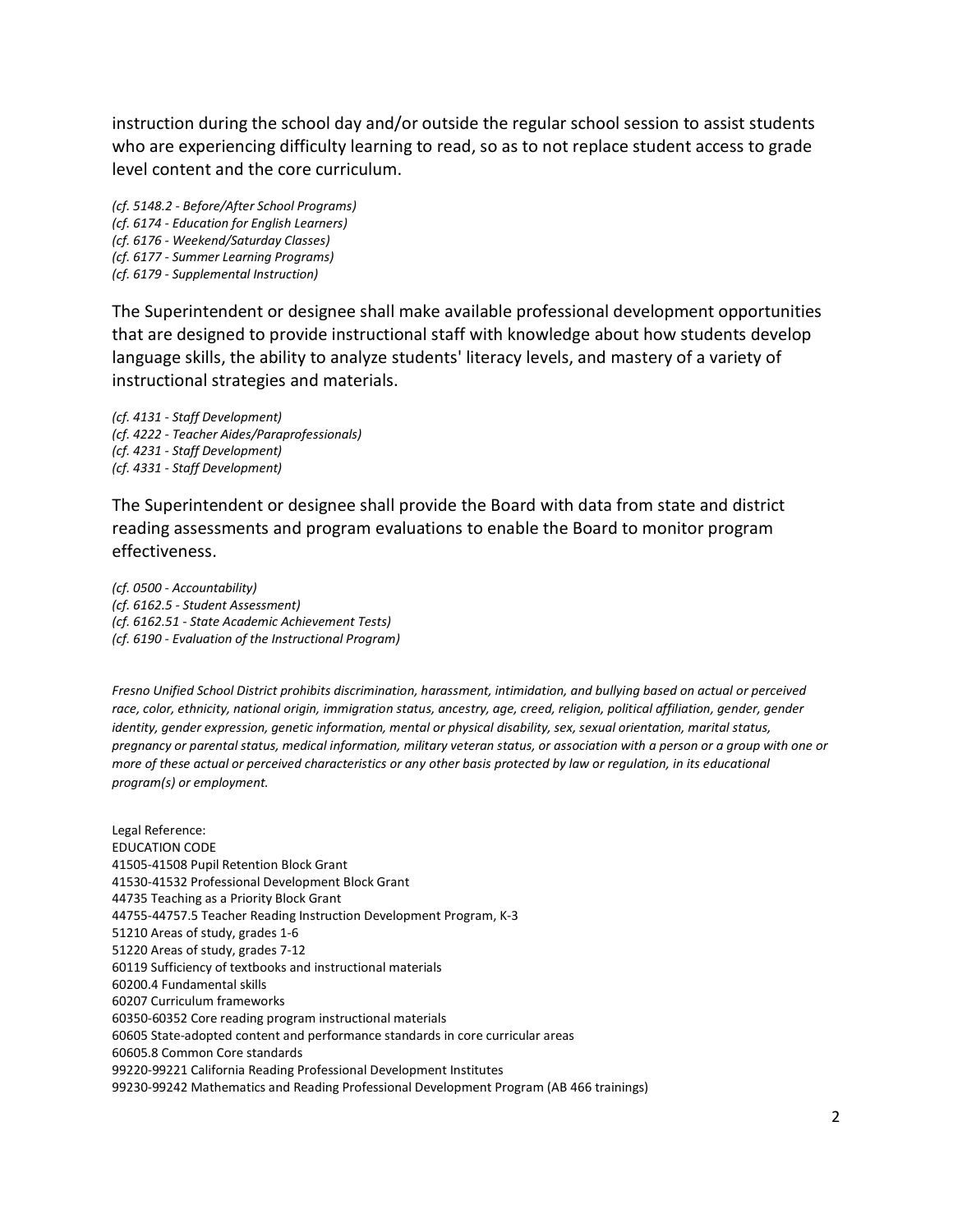instruction during the school day and/or outside the regular school session to assist students who are experiencing difficulty learning to read, so as to not replace student access to grade level content and the core curriculum.

*(cf. 5148.2 - Before/After School Programs)*
*(cf. 6174 - Education for English Learners)*
*(cf. 6176 - Weekend/Saturday Classes)*
*(cf. 6177 - Summer Learning Programs)*
*(cf. 6179 - Supplemental Instruction)*

The Superintendent or designee shall make available professional development opportunities that are designed to provide instructional staff with knowledge about how students develop language skills, the ability to analyze students' literacy levels, and mastery of a variety of instructional strategies and materials.

*(cf. 4131 - Staff Development)*
*(cf. 4222 - Teacher Aides/Paraprofessionals)*
*(cf. 4231 - Staff Development)*
*(cf. 4331 - Staff Development)*

The Superintendent or designee shall provide the Board with data from state and district reading assessments and program evaluations to enable the Board to monitor program effectiveness.

*(cf. 0500 - Accountability)*
*(cf. 6162.5 - Student Assessment)*
*(cf. 6162.51 - State Academic Achievement Tests)*
*(cf. 6190 - Evaluation of the Instructional Program)*

*Fresno Unified School District prohibits discrimination, harassment, intimidation, and bullying based on actual or perceived race, color, ethnicity, national origin, immigration status, ancestry, age, creed, religion, political affiliation, gender, gender identity, gender expression, genetic information, mental or physical disability, sex, sexual orientation, marital status, pregnancy or parental status, medical information, military veteran status, or association with a person or a group with one or more of these actual or perceived characteristics or any other basis protected by law or regulation, in its educational program(s) or employment.*

Legal Reference:
EDUCATION CODE
41505-41508 Pupil Retention Block Grant
41530-41532 Professional Development Block Grant
44735 Teaching as a Priority Block Grant
44755-44757.5 Teacher Reading Instruction Development Program, K-3
51210 Areas of study, grades 1-6
51220 Areas of study, grades 7-12
60119 Sufficiency of textbooks and instructional materials
60200.4 Fundamental skills
60207 Curriculum frameworks
60350-60352 Core reading program instructional materials
60605 State-adopted content and performance standards in core curricular areas
60605.8 Common Core standards
99220-99221 California Reading Professional Development Institutes
99230-99242 Mathematics and Reading Professional Development Program (AB 466 trainings)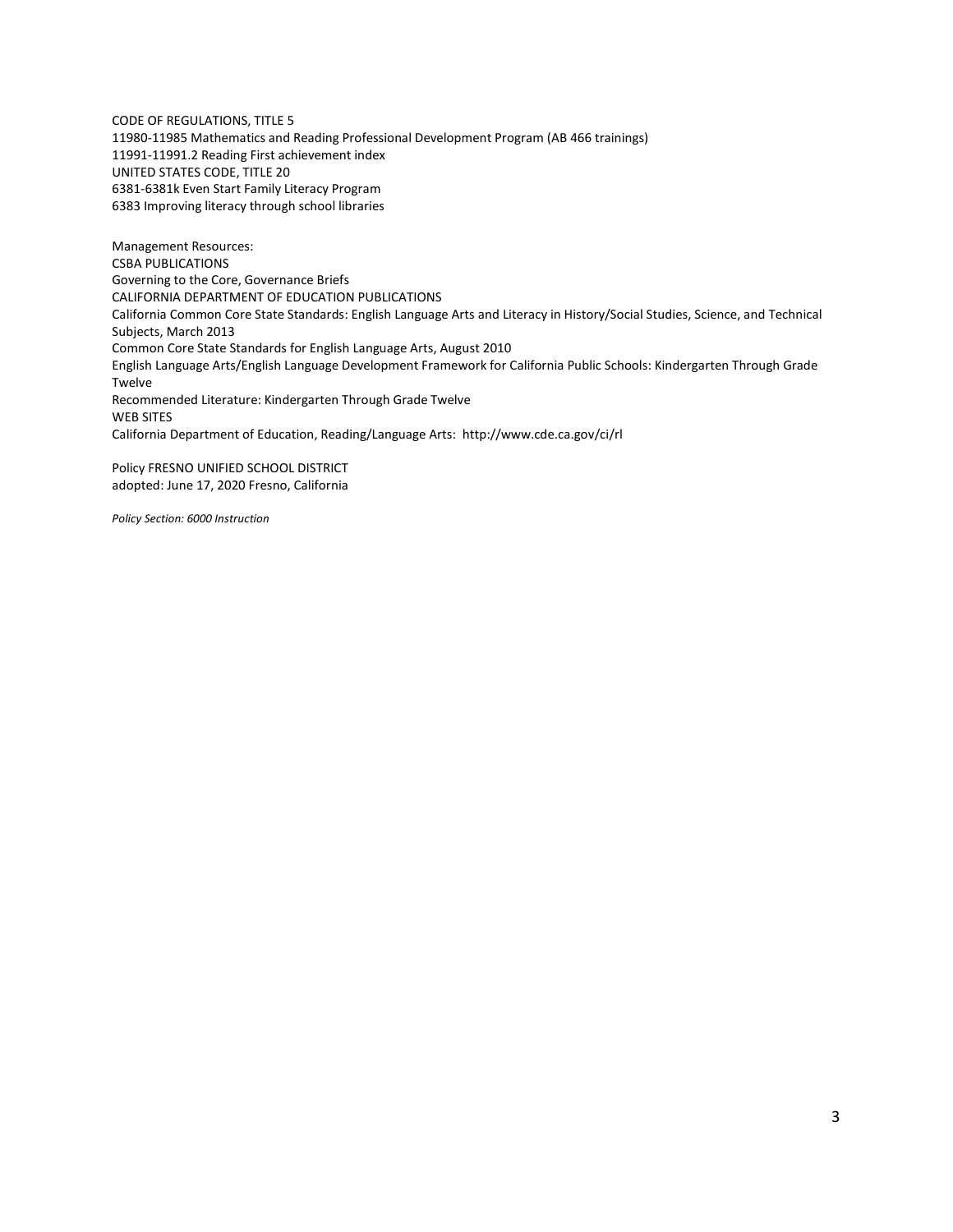CODE OF REGULATIONS, TITLE 5
11980-11985 Mathematics and Reading Professional Development Program (AB 466 trainings)
11991-11991.2 Reading First achievement index
UNITED STATES CODE, TITLE 20
6381-6381k Even Start Family Literacy Program
6383 Improving literacy through school libraries

Management Resources:
CSBA PUBLICATIONS
Governing to the Core, Governance Briefs
CALIFORNIA DEPARTMENT OF EDUCATION PUBLICATIONS
California Common Core State Standards: English Language Arts and Literacy in History/Social Studies, Science, and Technical Subjects, March 2013
Common Core State Standards for English Language Arts, August 2010
English Language Arts/English Language Development Framework for California Public Schools: Kindergarten Through Grade Twelve
Recommended Literature: Kindergarten Through Grade Twelve
WEB SITES
California Department of Education, Reading/Language Arts: http://www.cde.ca.gov/ci/rl

Policy FRESNO UNIFIED SCHOOL DISTRICT
adopted: June 17, 2020 Fresno, California

*Policy Section: 6000 Instruction*